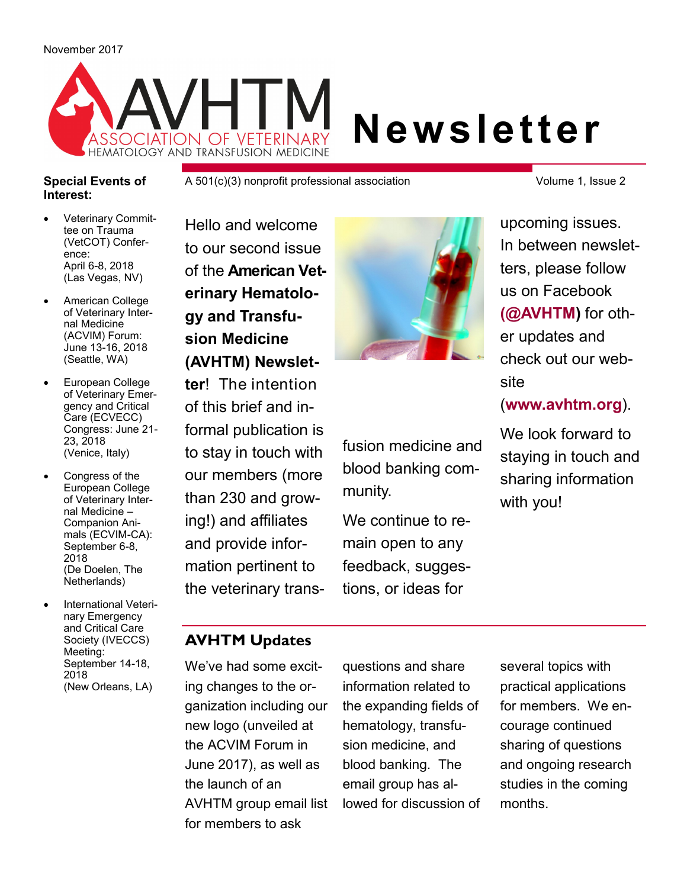November 2017

# AVHTM Newsletter

ASSOCIATION OF VETERINARY HEMATOLOGY AND TRANSFUSION MEDICINE

A 501(c)(3) nonprofit professional association

Volume 1, Issue 2

**Special Events of Interest:**

- Veterinary Committee on Trauma (VetCOT) Conference: April 6-8, 2018 (Las Vegas, NV)
- American College of Veterinary Internal Medicine (ACVIM) Forum: June 13-16, 2018 (Seattle, WA)
- European College of Veterinary Emergency and Critical Care (ECVECC) Congress: June 21-23, 2018 (Venice, Italy)
- Congress of the European College of Veterinary Internal Medicine – Companion Animals (ECVIM-CA): September 6-8, 2018 (De Doelen, The Netherlands)
- International Veterinary Emergency and Critical Care Society (IVECCS) Meeting: September 14-18, 2018 (New Orleans, LA)

Hello and welcome to our second issue of the **American Veterinary Hematology and Transfusion Medicine (AVHTM) Newsletter**! The intention of this brief and informal publication is to stay in touch with our members (more than 230 and growing!) and affiliates and provide information pertinent to the veterinary transfusion medicine and blood banking community.

We continue to remain open to any feedback, suggestions, or ideas for upcoming issues. In between newsletters, please follow us on Facebook **(@AVHTM)** for other updates and check out our website (**www.avhtm.org**).

We look forward to staying in touch and sharing information with you!

## AVHTM Updates

We've had some exciting changes to the organization including our new logo (unveiled at the ACVIM Forum in June 2017), as well as the launch of an AVHTM group email list for members to ask questions and share information related to the expanding fields of hematology, transfusion medicine, and blood banking. The email group has allowed for discussion of several topics with practical applications for members. We encourage continued sharing of questions and ongoing research studies in the coming months.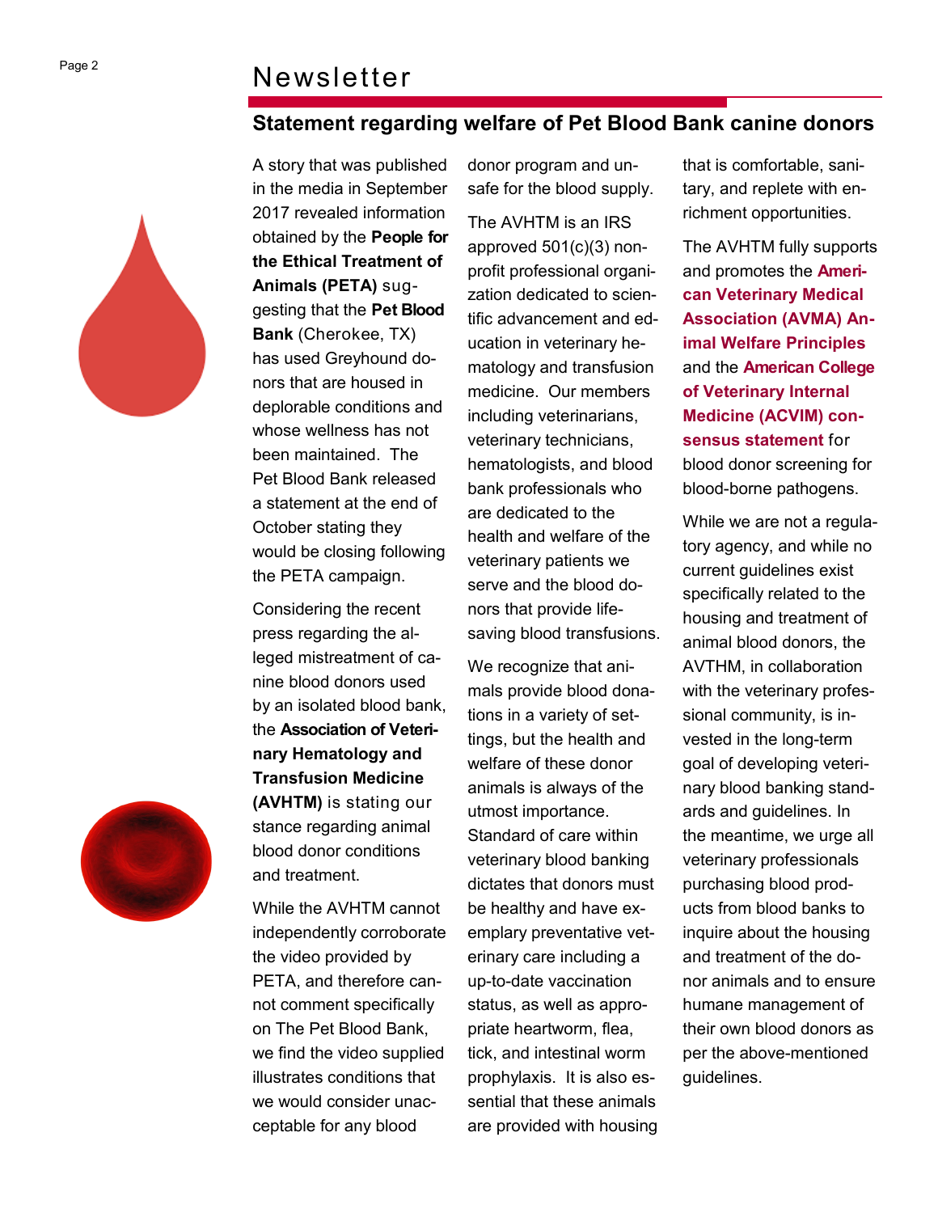# Newsletter

## Statement regarding welfare of Pet Blood Bank canine donors

A story that was published in the media in September 2017 revealed information obtained by the **People for the Ethical Treatment of Animals (PETA)** suggesting that the **Pet Blood Bank** (Cherokee, TX) has used Greyhound donors that are housed in deplorable conditions and whose wellness has not been maintained. The Pet Blood Bank released a statement at the end of October stating they would be closing following the PETA campaign.

Considering the recent press regarding the alleged mistreatment of canine blood donors used by an isolated blood bank, the **Association of Veterinary Hematology and Transfusion Medicine (AVHTM)** is stating our stance regarding animal blood donor conditions and treatment.

While the AVHTM cannot independently corroborate the video provided by PETA, and therefore cannot comment specifically on The Pet Blood Bank, we find the video supplied illustrates conditions that we would consider unacceptable for any blood donor program and unsafe for the blood supply.

The AVHTM is an IRS approved 501(c)(3) nonprofit professional organization dedicated to scientific advancement and education in veterinary hematology and transfusion medicine. Our members including veterinarians, veterinary technicians, hematologists, and blood bank professionals who are dedicated to the health and welfare of the veterinary patients we serve and the blood donors that provide lifesaving blood transfusions.

We recognize that animals provide blood donations in a variety of settings, but the health and welfare of these donor animals is always of the utmost importance. Standard of care within veterinary blood banking dictates that donors must be healthy and have exemplary preventative veterinary care including a up-to-date vaccination status, as well as appropriate heartworm, flea, tick, and intestinal worm prophylaxis. It is also essential that these animals are provided with housing that is comfortable, sanitary, and replete with enrichment opportunities.

The AVHTM fully supports and promotes the **American Veterinary Medical Association (AVMA) Animal Welfare Principles** and the **American College of Veterinary Internal Medicine (ACVIM) consensus statement** for blood donor screening for blood-borne pathogens.

While we are not a regulatory agency, and while no current guidelines exist specifically related to the housing and treatment of animal blood donors, the AVTHM, in collaboration with the veterinary professional community, is invested in the long-term goal of developing veterinary blood banking standards and guidelines. In the meantime, we urge all veterinary professionals purchasing blood products from blood banks to inquire about the housing and treatment of the donor animals and to ensure humane management of their own blood donors as per the above-mentioned guidelines.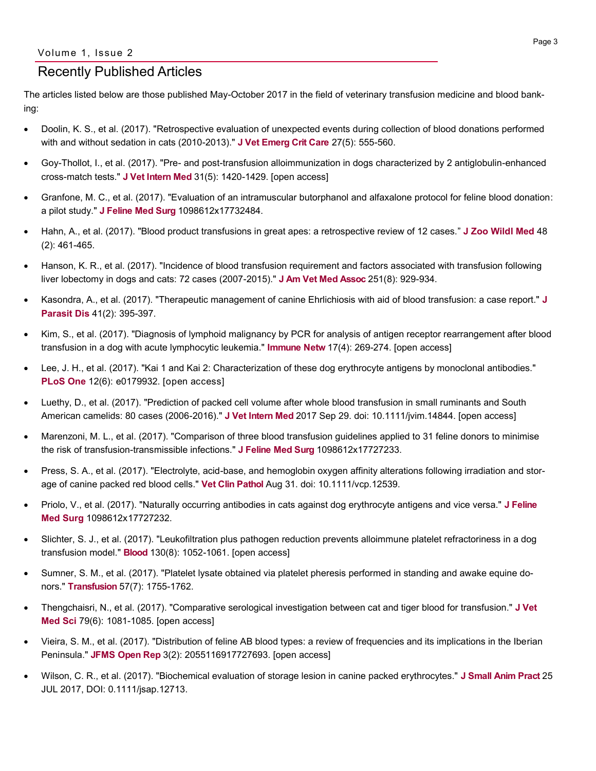## Recently Published Articles

The articles listed below are those published May-October 2017 in the field of veterinary transfusion medicine and blood banking:

- Doolin, K. S., et al. (2017). "Retrospective evaluation of unexpected events during collection of blood donations performed with and without sedation in cats (2010-2013)." **J Vet Emerg Crit Care** 27(5): 555-560.
- Goy-Thollot, I., et al. (2017). "Pre- and post-transfusion alloimmunization in dogs characterized by 2 antiglobulin-enhanced cross-match tests." **J Vet Intern Med** 31(5): 1420-1429. [open access]
- Granfone, M. C., et al. (2017). "Evaluation of an intramuscular butorphanol and alfaxalone protocol for feline blood donation: a pilot study." **J Feline Med Surg** 1098612x17732484.
- Hahn, A., et al. (2017). "Blood product transfusions in great apes: a retrospective review of 12 cases." **J Zoo Wildl Med** 48 (2): 461-465.
- Hanson, K. R., et al. (2017). "Incidence of blood transfusion requirement and factors associated with transfusion following liver lobectomy in dogs and cats: 72 cases (2007-2015)." **J Am Vet Med Assoc** 251(8): 929-934.
- Kasondra, A., et al. (2017). "Therapeutic management of canine Ehrlichiosis with aid of blood transfusion: a case report." **J Parasit Dis** 41(2): 395-397.
- Kim, S., et al. (2017). "Diagnosis of lymphoid malignancy by PCR for analysis of antigen receptor rearrangement after blood transfusion in a dog with acute lymphocytic leukemia." **Immune Netw** 17(4): 269-274. [open access]
- Lee, J. H., et al. (2017). "Kai 1 and Kai 2: Characterization of these dog erythrocyte antigens by monoclonal antibodies." **PLoS One** 12(6): e0179932. [open access]
- Luethy, D., et al. (2017). "Prediction of packed cell volume after whole blood transfusion in small ruminants and South American camelids: 80 cases (2006-2016)." **J Vet Intern Med** 2017 Sep 29. doi: 10.1111/jvim.14844. [open access]
- Marenzoni, M. L., et al. (2017). "Comparison of three blood transfusion guidelines applied to 31 feline donors to minimise the risk of transfusion-transmissible infections." **J Feline Med Surg** 1098612x17727233.
- Press, S. A., et al. (2017). "Electrolyte, acid-base, and hemoglobin oxygen affinity alterations following irradiation and storage of canine packed red blood cells." **Vet Clin Pathol** Aug 31. doi: 10.1111/vcp.12539.
- Priolo, V., et al. (2017). "Naturally occurring antibodies in cats against dog erythrocyte antigens and vice versa." **J Feline Med Surg** 1098612x17727232.
- Slichter, S. J., et al. (2017). "Leukofiltration plus pathogen reduction prevents alloimmune platelet refractoriness in a dog transfusion model." **Blood** 130(8): 1052-1061. [open access]
- Sumner, S. M., et al. (2017). "Platelet lysate obtained via platelet pheresis performed in standing and awake equine donors." **Transfusion** 57(7): 1755-1762.
- Thengchaisri, N., et al. (2017). "Comparative serological investigation between cat and tiger blood for transfusion." **J Vet Med Sci** 79(6): 1081-1085. [open access]
- Vieira, S. M., et al. (2017). "Distribution of feline AB blood types: a review of frequencies and its implications in the Iberian Peninsula." **JFMS Open Rep** 3(2): 2055116917727693. [open access]
- Wilson, C. R., et al. (2017). "Biochemical evaluation of storage lesion in canine packed erythrocytes." **J Small Anim Pract** 25 JUL 2017, DOI: 0.1111/jsap.12713.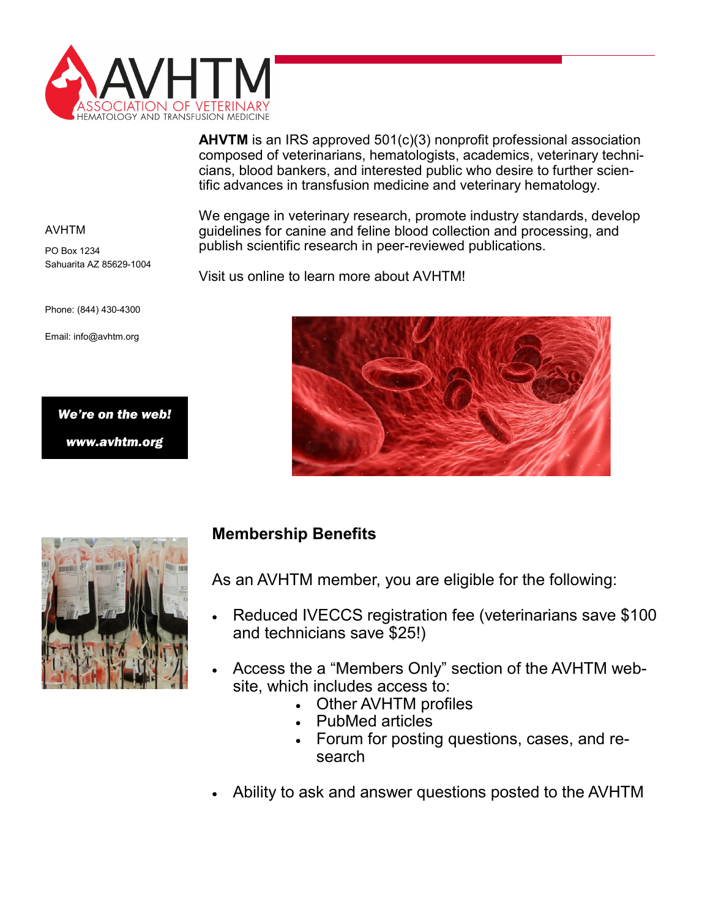# AVHTM

ASSOCIATION OF VETERINARY HEMATOLOGY AND TRANSFUSION MEDICINE

AVHTM

PO Box 1234
Sahuarita AZ 85629-1004

Phone: (844) 430-4300

Email: info@avhtm.org

***We're on the web!***

***www.avhtm.org***

**AHVTM** is an IRS approved 501(c)(3) nonprofit professional association composed of veterinarians, hematologists, academics, veterinary technicians, blood bankers, and interested public who desire to further scientific advances in transfusion medicine and veterinary hematology.

We engage in veterinary research, promote industry standards, develop guidelines for canine and feline blood collection and processing, and publish scientific research in peer-reviewed publications.

Visit us online to learn more about AVHTM!

## Membership Benefits

As an AVHTM member, you are eligible for the following:

- Reduced IVECCS registration fee (veterinarians save $100 and technicians save $25!)
- Access the a "Members Only" section of the AVHTM website, which includes access to:
    - Other AVHTM profiles
    - PubMed articles
    - Forum for posting questions, cases, and research
- Ability to ask and answer questions posted to the AVHTM